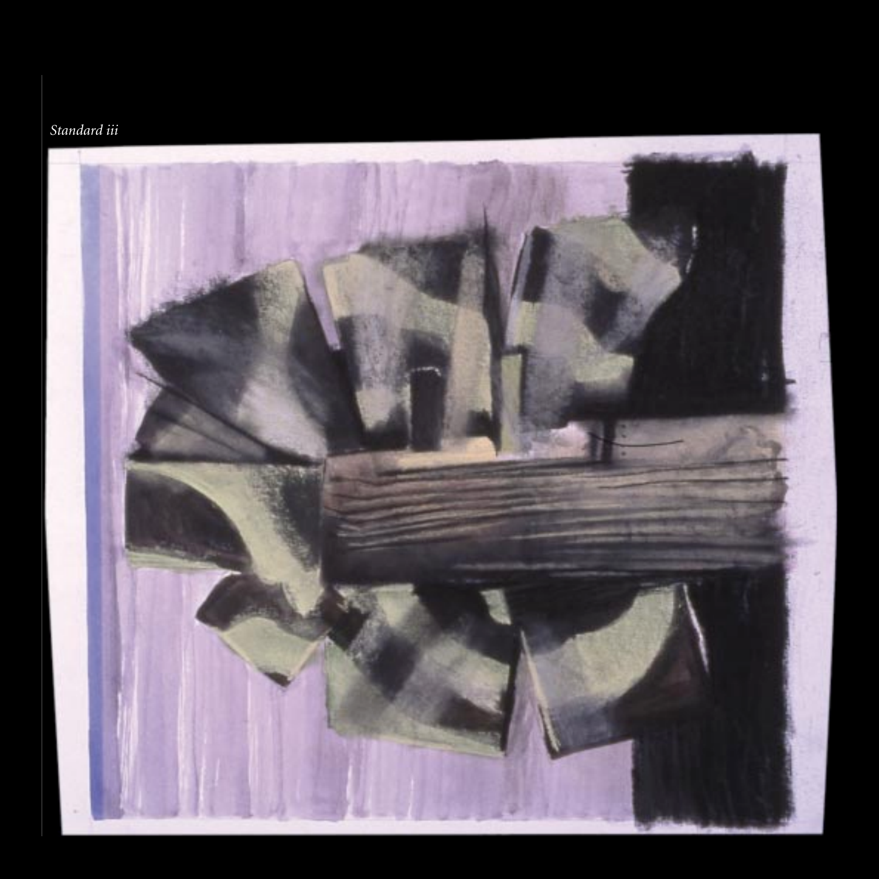*Standard iii*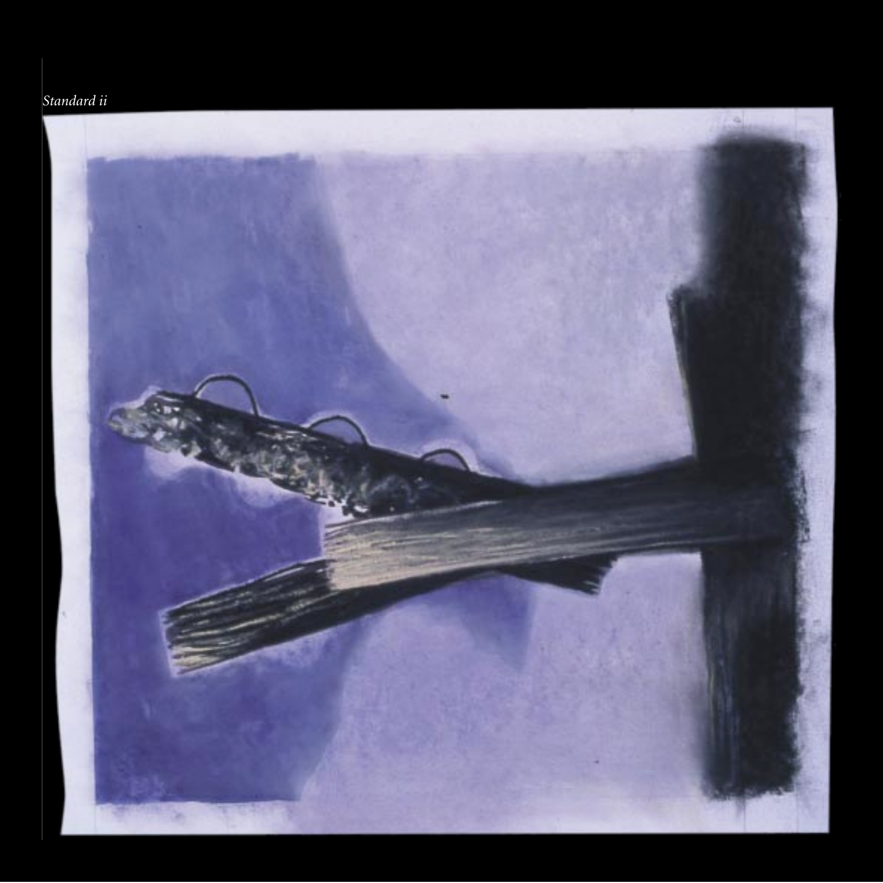*Standard ii*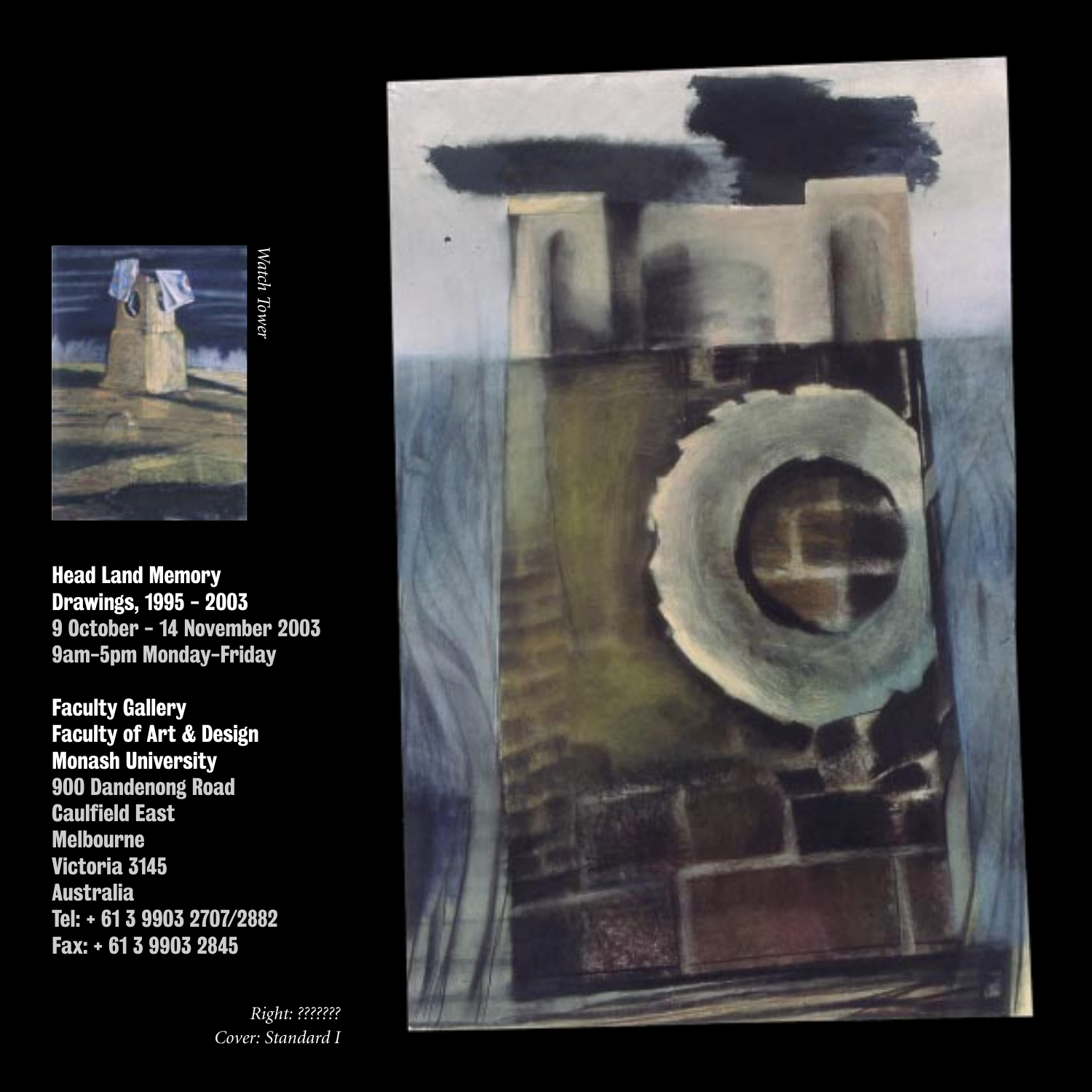*Watch Tower*

**Head Land Memory**
**Drawings, 1995 - 2003**
**9 October - 14 November 2003**
**9am-5pm Monday-Friday**

**Faculty Gallery**
**Faculty of Art & Design**
**Monash University**
**900 Dandenong Road**
**Caulfield East**
**Melbourne**
**Victoria 3145**
**Australia**
**Tel: + 61 3 9903 2707/2882**
**Fax: + 61 3 9903 2845**

*Right: ???????*
*Cover: Standard I*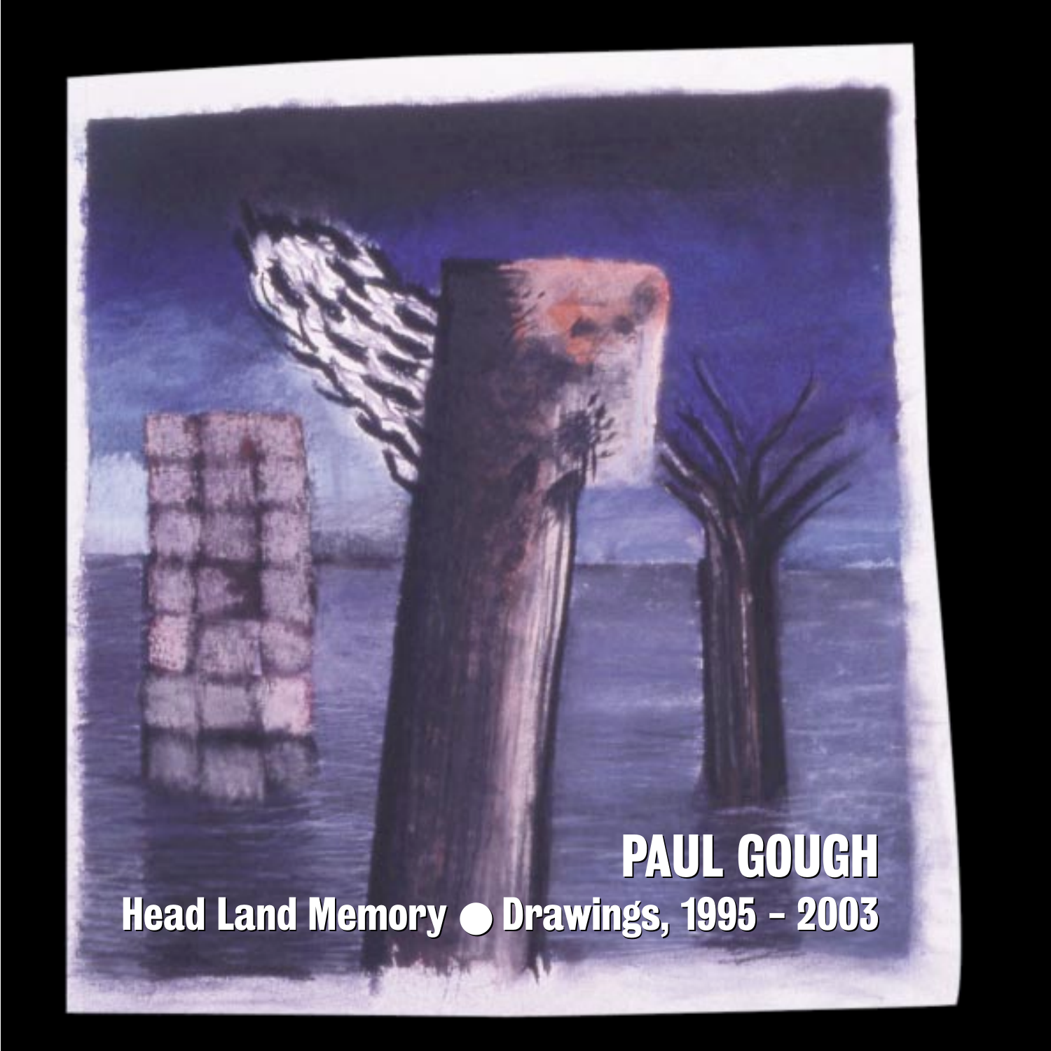# PAUL GOUGH

## Head Land Memory ● Drawings, 1995 - 2003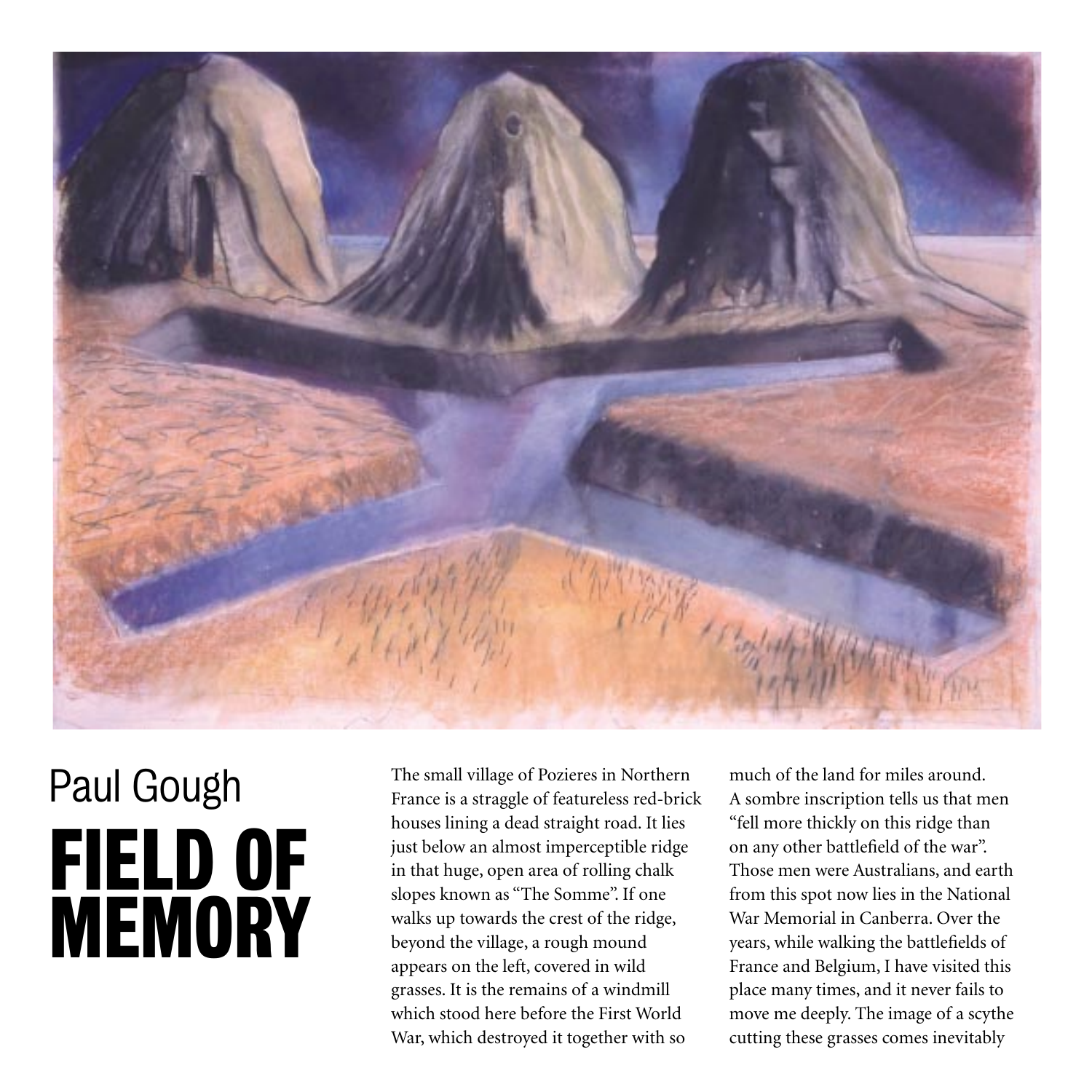Paul Gough

# FIELD OF MEMORY

The small village of Pozieres in Northern France is a straggle of featureless red-brick houses lining a dead straight road. It lies just below an almost imperceptible ridge in that huge, open area of rolling chalk slopes known as "The Somme". If one walks up towards the crest of the ridge, beyond the village, a rough mound appears on the left, covered in wild grasses. It is the remains of a windmill which stood here before the First World War, which destroyed it together with so much of the land for miles around. A sombre inscription tells us that men "fell more thickly on this ridge than on any other battlefield of the war". Those men were Australians, and earth from this spot now lies in the National War Memorial in Canberra. Over the years, while walking the battlefields of France and Belgium, I have visited this place many times, and it never fails to move me deeply. The image of a scythe cutting these grasses comes inevitably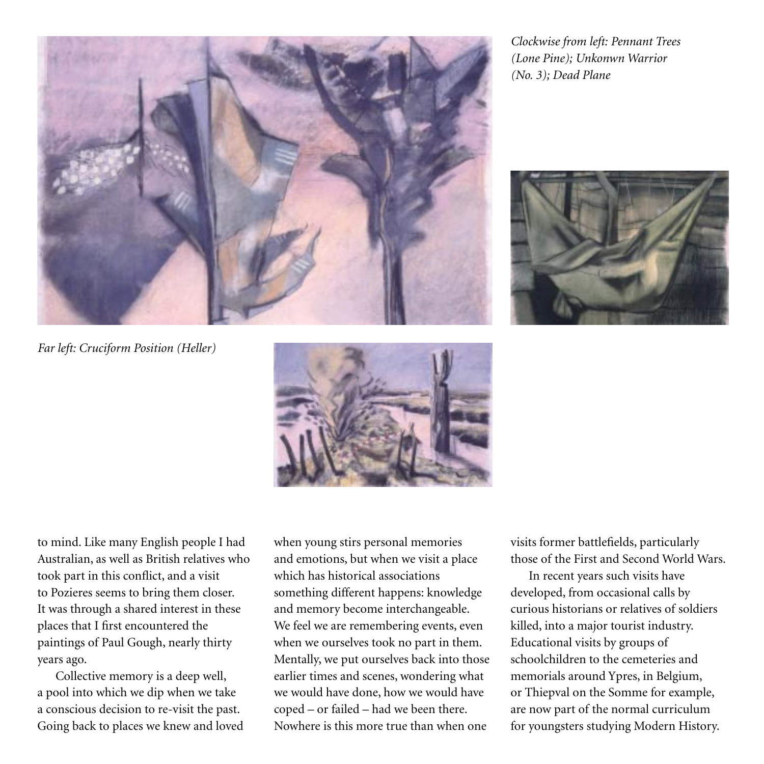*Clockwise from left: Pennant Trees (Lone Pine); Unkonwn Warrior (No. 3); Dead Plane*

*Far left: Cruciform Position (Heller)*

to mind. Like many English people I had Australian, as well as British relatives who took part in this conflict, and a visit to Pozieres seems to bring them closer. It was through a shared interest in these places that I first encountered the paintings of Paul Gough, nearly thirty years ago.

Collective memory is a deep well, a pool into which we dip when we take a conscious decision to re-visit the past. Going back to places we knew and loved when young stirs personal memories and emotions, but when we visit a place which has historical associations something different happens: knowledge and memory become interchangeable. We feel we are remembering events, even when we ourselves took no part in them. Mentally, we put ourselves back into those earlier times and scenes, wondering what we would have done, how we would have coped – or failed – had we been there. Nowhere is this more true than when one visits former battlefields, particularly those of the First and Second World Wars.

In recent years such visits have developed, from occasional calls by curious historians or relatives of soldiers killed, into a major tourist industry. Educational visits by groups of schoolchildren to the cemeteries and memorials around Ypres, in Belgium, or Thiepval on the Somme for example, are now part of the normal curriculum for youngsters studying Modern History.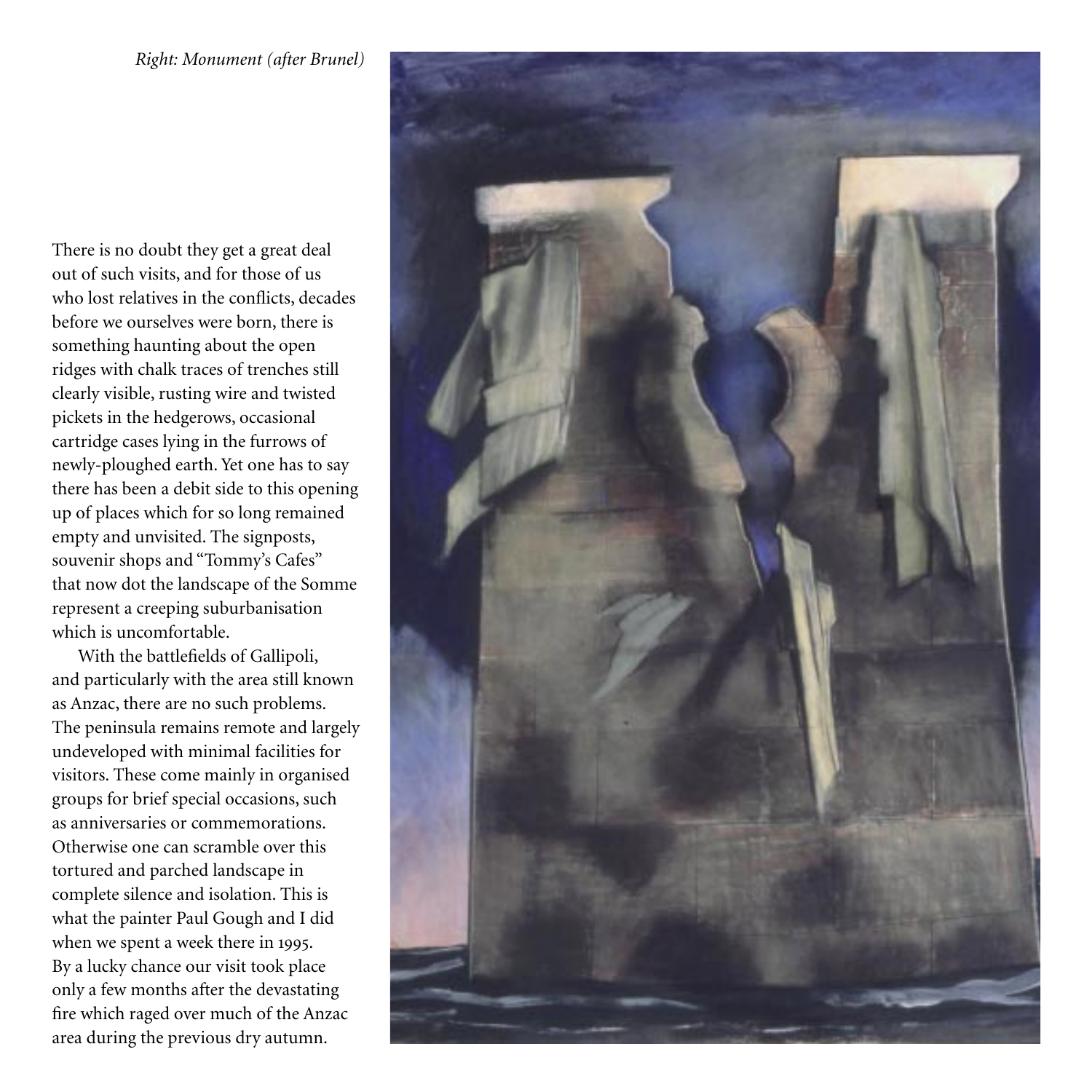*Right: Monument (after Brunel)*

There is no doubt they get a great deal out of such visits, and for those of us who lost relatives in the conflicts, decades before we ourselves were born, there is something haunting about the open ridges with chalk traces of trenches still clearly visible, rusting wire and twisted pickets in the hedgerows, occasional cartridge cases lying in the furrows of newly-ploughed earth. Yet one has to say there has been a debit side to this opening up of places which for so long remained empty and unvisited. The signposts, souvenir shops and "Tommy's Cafes" that now dot the landscape of the Somme represent a creeping suburbanisation which is uncomfortable.

With the battlefields of Gallipoli, and particularly with the area still known as Anzac, there are no such problems. The peninsula remains remote and largely undeveloped with minimal facilities for visitors. These come mainly in organised groups for brief special occasions, such as anniversaries or commemorations. Otherwise one can scramble over this tortured and parched landscape in complete silence and isolation. This is what the painter Paul Gough and I did when we spent a week there in 1995. By a lucky chance our visit took place only a few months after the devastating fire which raged over much of the Anzac area during the previous dry autumn.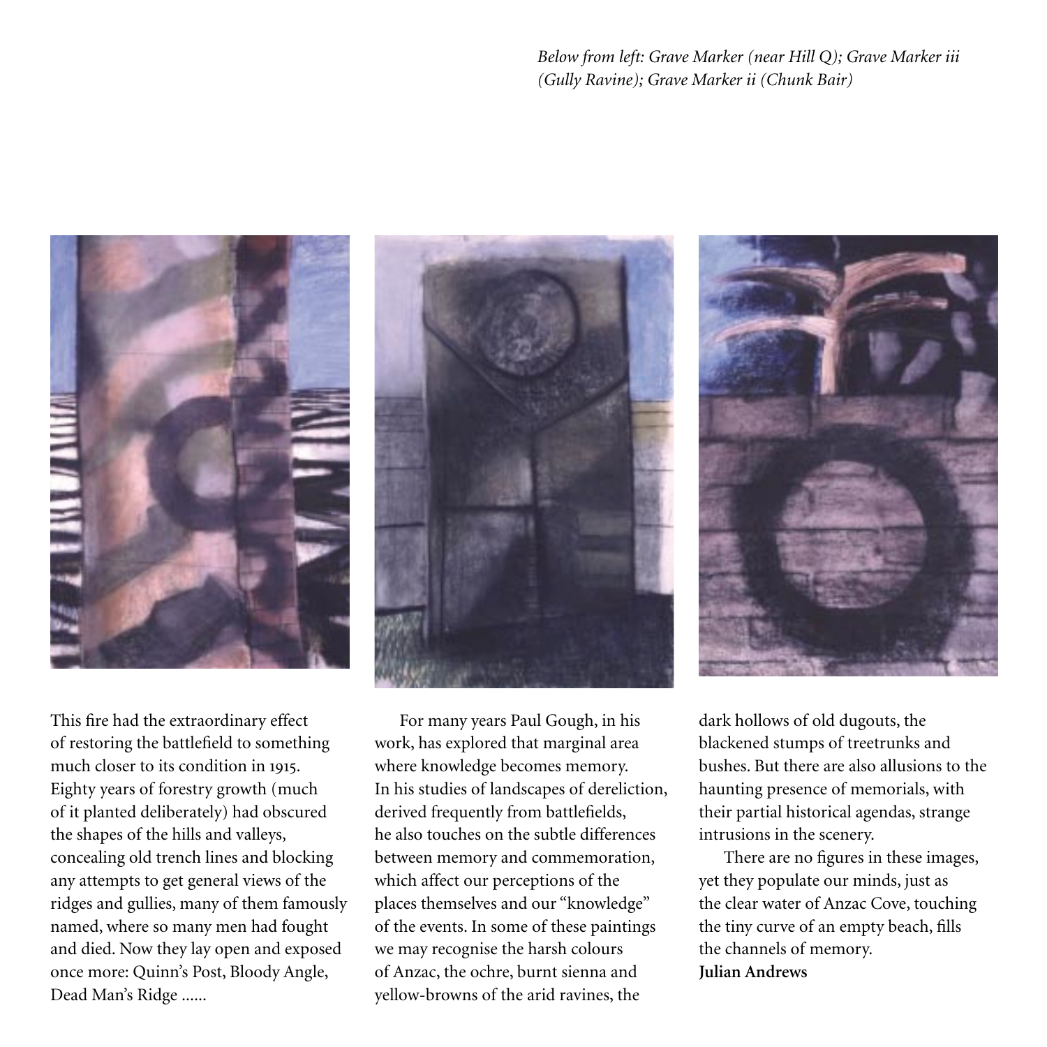*Below from left: Grave Marker (near Hill Q); Grave Marker iii (Gully Ravine); Grave Marker ii (Chunk Bair)*

This fire had the extraordinary effect of restoring the battlefield to something much closer to its condition in 1915. Eighty years of forestry growth (much of it planted deliberately) had obscured the shapes of the hills and valleys, concealing old trench lines and blocking any attempts to get general views of the ridges and gullies, many of them famously named, where so many men had fought and died. Now they lay open and exposed once more: Quinn's Post, Bloody Angle, Dead Man's Ridge ......

For many years Paul Gough, in his work, has explored that marginal area where knowledge becomes memory. In his studies of landscapes of dereliction, derived frequently from battlefields, he also touches on the subtle differences between memory and commemoration, which affect our perceptions of the places themselves and our "knowledge" of the events. In some of these paintings we may recognise the harsh colours of Anzac, the ochre, burnt sienna and yellow-browns of the arid ravines, the dark hollows of old dugouts, the blackened stumps of treetrunks and bushes. But there are also allusions to the haunting presence of memorials, with their partial historical agendas, strange intrusions in the scenery.

There are no figures in these images, yet they populate our minds, just as the clear water of Anzac Cove, touching the tiny curve of an empty beach, fills the channels of memory.

**Julian Andrews**